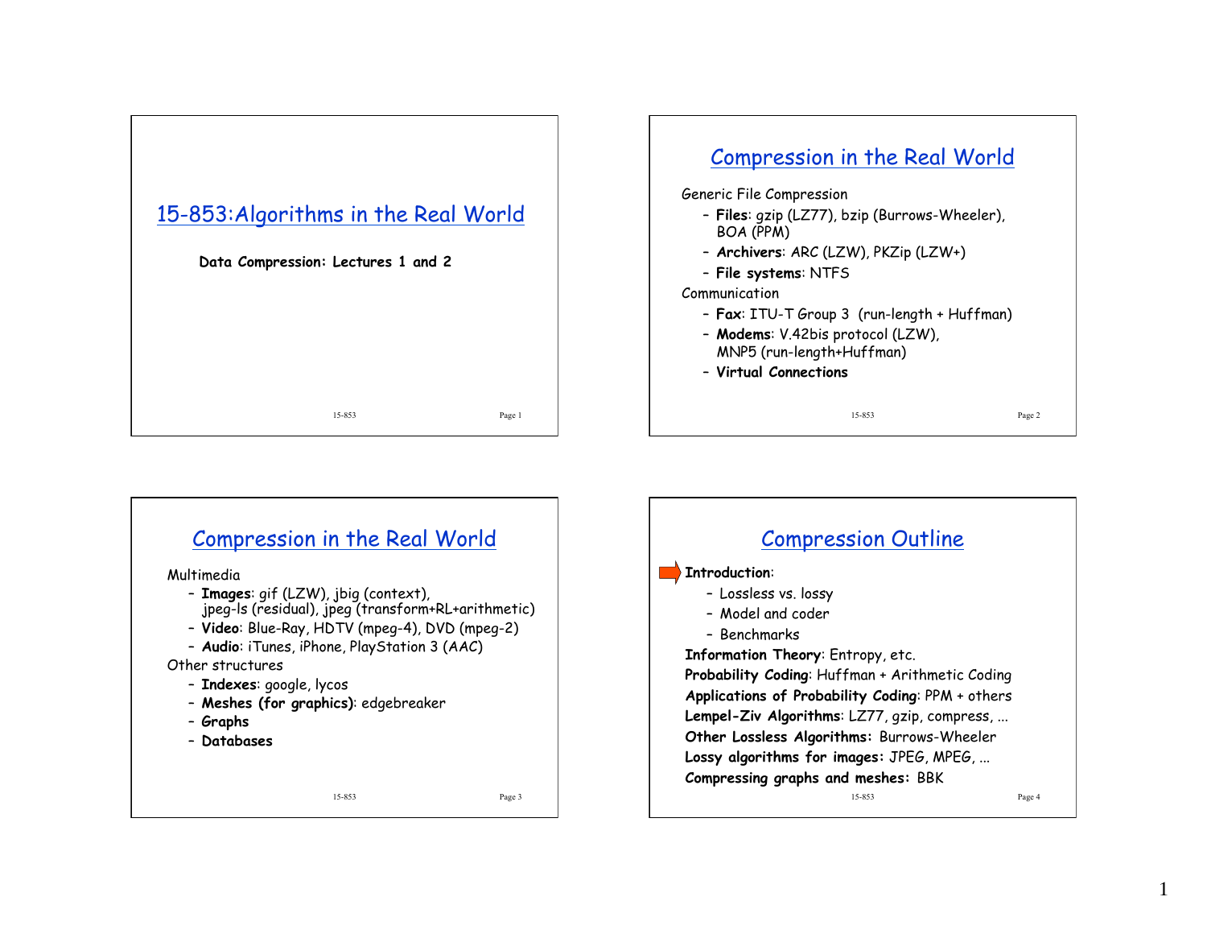# 15-853:Algorithms in the Real World

**Data Compression: Lectures 1 and 2**

## Compression in the Real World

Generic File Compression

- **Files**: gzip (LZ77), bzip (Burrows-Wheeler), BOA (PPM)
- **Archivers**: ARC (LZW), PKZip (LZW+)
- **File systems**: NTFS

Communication

- **Fax**: ITU-T Group 3 (run-length + Huffman)
- **Modems**: V.42bis protocol (LZW), MNP5 (run-length+Huffman)
- **Virtual Connections**

## Compression in the Real World

Multimedia

- **Images**: gif (LZW), jbig (context), jpeg-ls (residual), jpeg (transform+RL+arithmetic)
- **Video**: Blue-Ray, HDTV (mpeg-4), DVD (mpeg-2)
- **Audio**: iTunes, iPhone, PlayStation 3 (AAC)

Other structures

- **Indexes**: google, lycos
- **Meshes (for graphics)**: edgebreaker
- **Graphs**
- **Databases**

## Compression Outline

**Introduction**:

- Lossless vs. lossy
- Model and coder
- Benchmarks

**Information Theory**: Entropy, etc.

**Probability Coding**: Huffman + Arithmetic Coding

**Applications of Probability Coding**: PPM + others

**Lempel-Ziv Algorithms**: LZ77, gzip, compress, ...

**Other Lossless Algorithms:** Burrows-Wheeler

**Lossy algorithms for images:** JPEG, MPEG, ...

**Compressing graphs and meshes:** BBK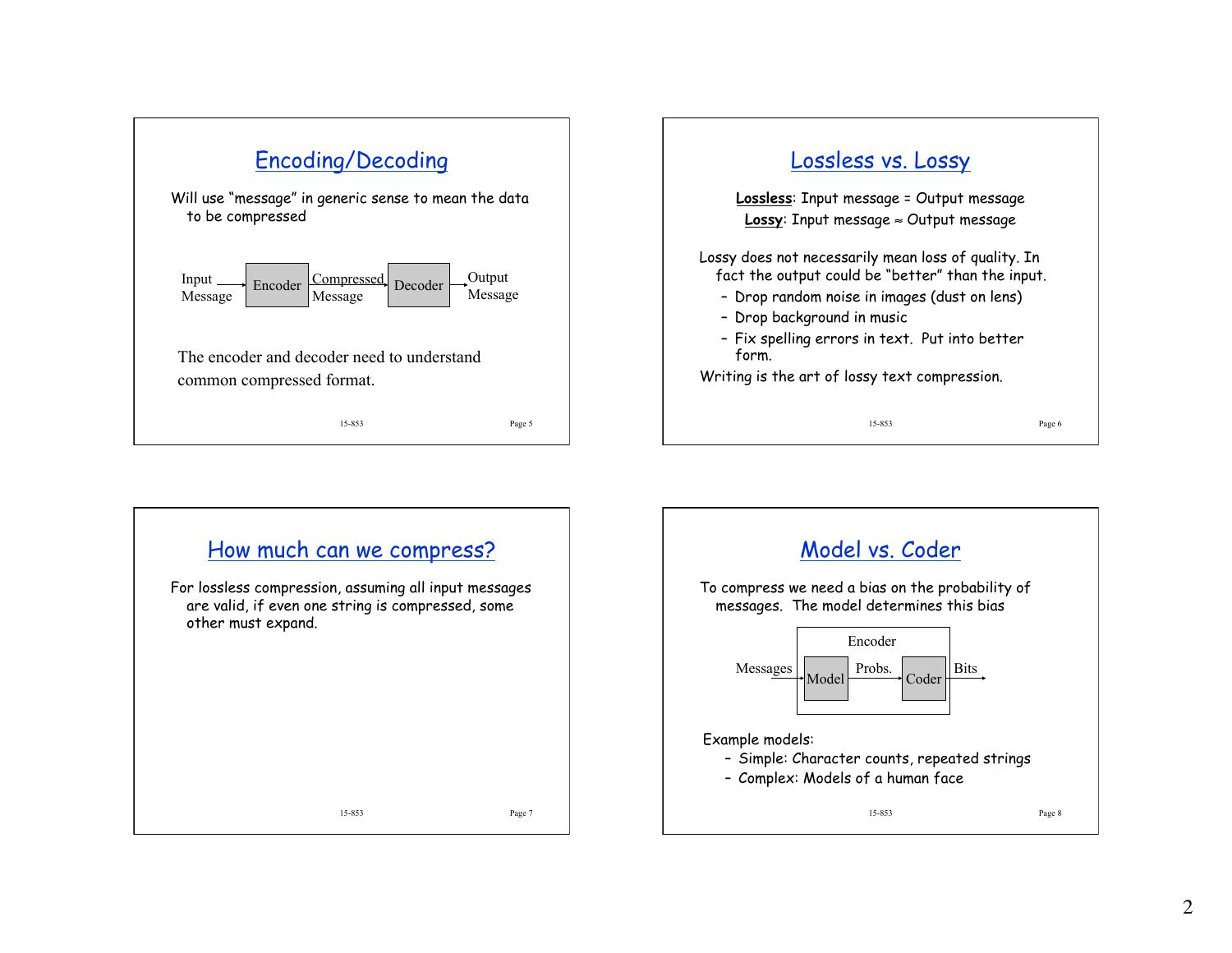## Encoding/Decoding

Will use "message" in generic sense to mean the data to be compressed

Input Message → Encoder → Compressed Message → Decoder → Output Message

The encoder and decoder need to understand common compressed format.

## Lossless vs. Lossy

**Lossless**: Input message = Output message

**Lossy**: Input message ≈ Output message

Lossy does not necessarily mean loss of quality. In fact the output could be "better" than the input.

- Drop random noise in images (dust on lens)
- Drop background in music
- Fix spelling errors in text. Put into better form.

Writing is the art of lossy text compression.

## How much can we compress?

For lossless compression, assuming all input messages are valid, if even one string is compressed, some other must expand.

## Model vs. Coder

To compress we need a bias on the probability of messages. The model determines this bias

Encoder: Messages → Model → Probs. → Coder → Bits

Example models:

- Simple: Character counts, repeated strings
- Complex: Models of a human face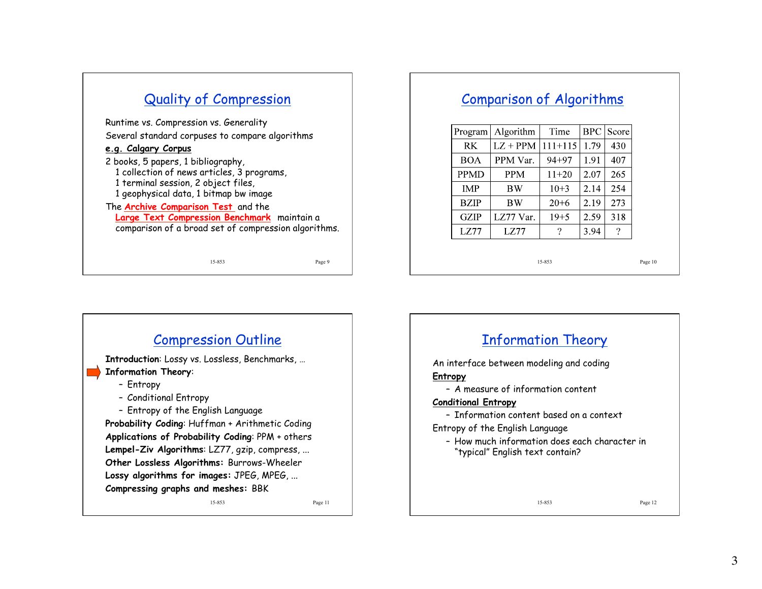## Quality of Compression

Runtime vs. Compression vs. Generality

Several standard corpuses to compare algorithms

**e.g. Calgary Corpus**

2 books, 5 papers, 1 bibliography,
1 collection of news articles, 3 programs,
1 terminal session, 2 object files,
1 geophysical data, 1 bitmap bw image

The **Archive Comparison Test** and the **Large Text Compression Benchmark** maintain a comparison of a broad set of compression algorithms.

## Comparison of Algorithms

| Program | Algorithm | Time | BPC | Score |
|---|---|---|---|---|
| RK | LZ + PPM | 111+115 | 1.79 | 430 |
| BOA | PPM Var. | 94+97 | 1.91 | 407 |
| PPMD | PPM | 11+20 | 2.07 | 265 |
| IMP | BW | 10+3 | 2.14 | 254 |
| BZIP | BW | 20+6 | 2.19 | 273 |
| GZIP | LZ77 Var. | 19+5 | 2.59 | 318 |
| LZ77 | LZ77 | ? | 3.94 | ? |

## Compression Outline

**Introduction**: Lossy vs. Lossless, Benchmarks, …

**Information Theory**:
- Entropy
- Conditional Entropy
- Entropy of the English Language

**Probability Coding**: Huffman + Arithmetic Coding

**Applications of Probability Coding**: PPM + others

**Lempel-Ziv Algorithms**: LZ77, gzip, compress, ...

**Other Lossless Algorithms:** Burrows-Wheeler

**Lossy algorithms for images:** JPEG, MPEG, ...

**Compressing graphs and meshes:** BBK

## Information Theory

An interface between modeling and coding

**Entropy**
- A measure of information content

**Conditional Entropy**
- Information content based on a context

Entropy of the English Language
- How much information does each character in "typical" English text contain?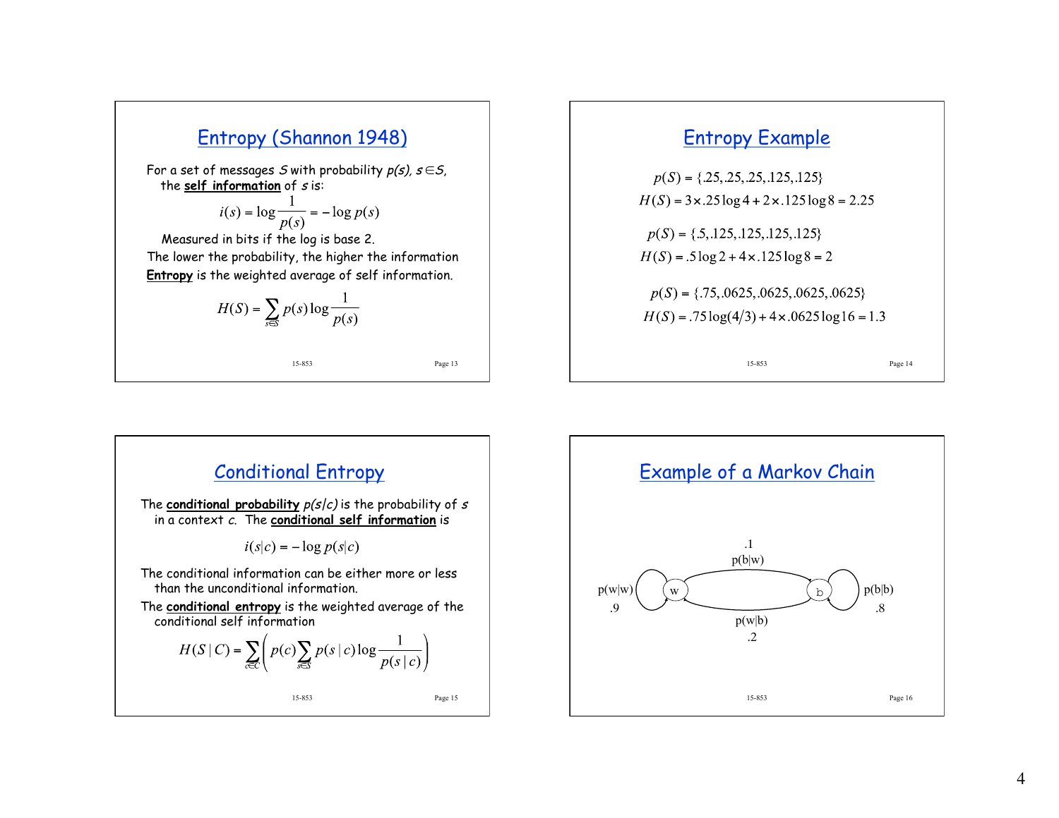## Entropy (Shannon 1948)

For a set of messages $S$ with probability $p(s)$, $s \in S$, the **self information** of $s$ is:

$$i(s) = \log \frac{1}{p(s)} = -\log p(s)$$

Measured in bits if the log is base 2.

The lower the probability, the higher the information

**Entropy** is the weighted average of self information.

$$H(S) = \sum_{s \in S} p(s) \log \frac{1}{p(s)}$$

## Entropy Example

$$p(S) = \{.25, .25, .25, .125, .125\}$$

$$H(S) = 3 \times .25 \log 4 + 2 \times .125 \log 8 = 2.25$$

$$p(S) = \{.5, .125, .125, .125, .125\}$$

$$H(S) = .5 \log 2 + 4 \times .125 \log 8 = 2$$

$$p(S) = \{.75, .0625, .0625, .0625, .0625\}$$

$$H(S) = .75 \log(4/3) + 4 \times .0625 \log 16 = 1.3$$

## Conditional Entropy

The **conditional probability** $p(s|c)$ is the probability of $s$ in a context $c$. The **conditional self information** is

$$i(s|c) = -\log p(s|c)$$

The conditional information can be either more or less than the unconditional information.

The **conditional entropy** is the weighted average of the conditional self information

$$H(S|C) = \sum_{c \in C} \left( p(c) \sum_{s \in S} p(s|c) \log \frac{1}{p(s|c)} \right)$$

## Example of a Markov Chain

States: w, b

- $p(w|w)$ = .9
- $p(b|w)$ = .1
- $p(w|b)$ = .2
- $p(b|b)$ = .8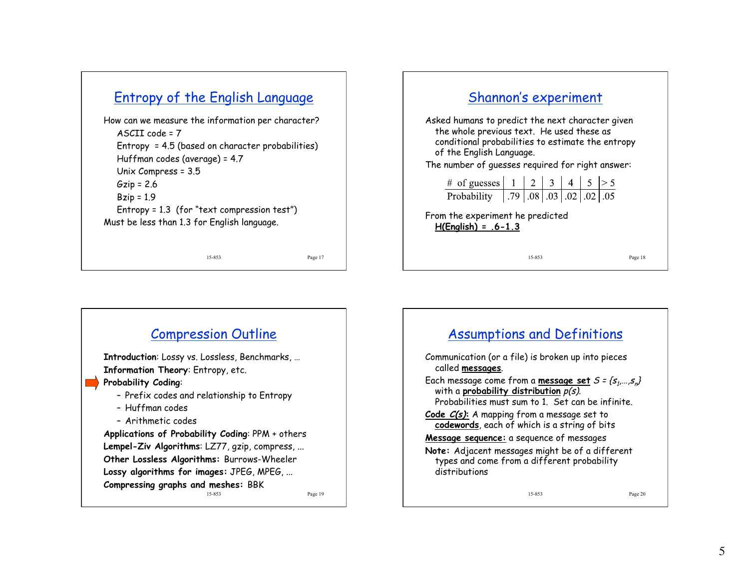## Entropy of the English Language

How can we measure the information per character?

- ASCII code = 7
- Entropy = 4.5 (based on character probabilities)
- Huffman codes (average) = 4.7
- Unix Compress = 3.5
- Gzip = 2.6
- Bzip = 1.9
- Entropy = 1.3 (for "text compression test")

Must be less than 1.3 for English language.

## Shannon's experiment

Asked humans to predict the next character given the whole previous text. He used these as conditional probabilities to estimate the entropy of the English Language.

The number of guesses required for right answer:

| # of guesses | 1 | 2 | 3 | 4 | 5 | > 5 |
|---|---|---|---|---|---|---|
| Probability | .79 | .08 | .03 | .02 | .02 | .05 |

From the experiment he predicted

**H(English) = .6-1.3**

## Compression Outline

**Introduction**: Lossy vs. Lossless, Benchmarks, …

**Information Theory**: Entropy, etc.

**Probability Coding**:

- Prefix codes and relationship to Entropy
- Huffman codes
- Arithmetic codes

**Applications of Probability Coding**: PPM + others

**Lempel-Ziv Algorithms**: LZ77, gzip, compress, ...

**Other Lossless Algorithms:** Burrows-Wheeler

**Lossy algorithms for images:** JPEG, MPEG, ...

**Compressing graphs and meshes:** BBK

## Assumptions and Definitions

Communication (or a file) is broken up into pieces called **messages**.

Each message come from a **message set** $S = \{s_1,\ldots,s_n\}$ with a **probability distribution** $p(s)$.
Probabilities must sum to 1. Set can be infinite.

**Code $C(s)$:** A mapping from a message set to **codewords**, each of which is a string of bits

**Message sequence:** a sequence of messages

**Note:** Adjacent messages might be of a different types and come from a different probability distributions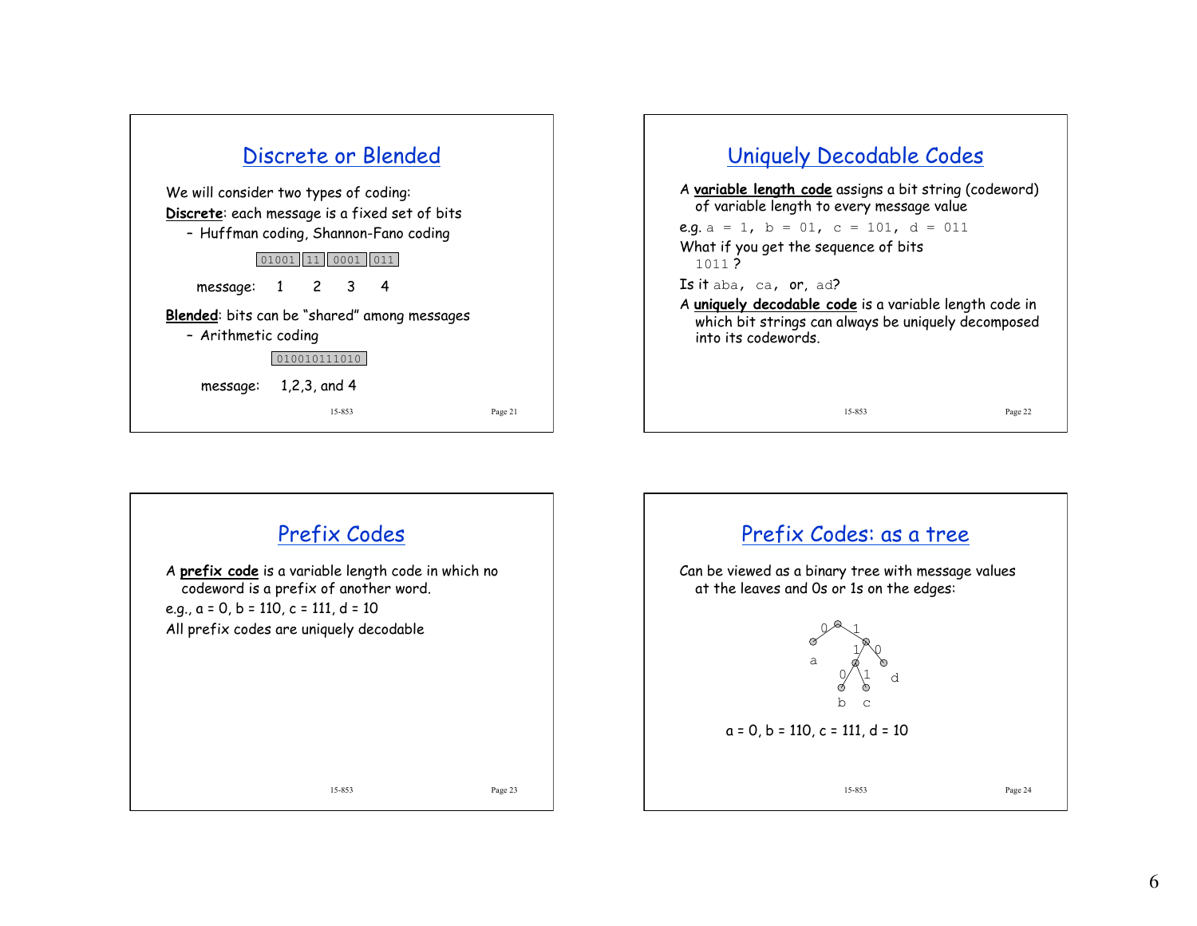## Discrete or Blended

We will consider two types of coding:

**Discrete**: each message is a fixed set of bits

- Huffman coding, Shannon-Fano coding

`01001` `11` `0001` `011`

message: 1 2 3 4

**Blended**: bits can be "shared" among messages

- Arithmetic coding

`010010111010`

message: 1,2,3, and 4

## Uniquely Decodable Codes

A **variable length code** assigns a bit string (codeword) of variable length to every message value

e.g. `a = 1, b = 01, c = 101, d = 011`

What if you get the sequence of bits `1011` ?

Is it `aba, ca,` or, `ad`?

A **uniquely decodable code** is a variable length code in which bit strings can always be uniquely decomposed into its codewords.

## Prefix Codes

A **prefix code** is a variable length code in which no codeword is a prefix of another word.

e.g., a = 0, b = 110, c = 111, d = 10

All prefix codes are uniquely decodable

## Prefix Codes: as a tree

Can be viewed as a binary tree with message values at the leaves and 0s or 1s on the edges:

a = 0, b = 110, c = 111, d = 10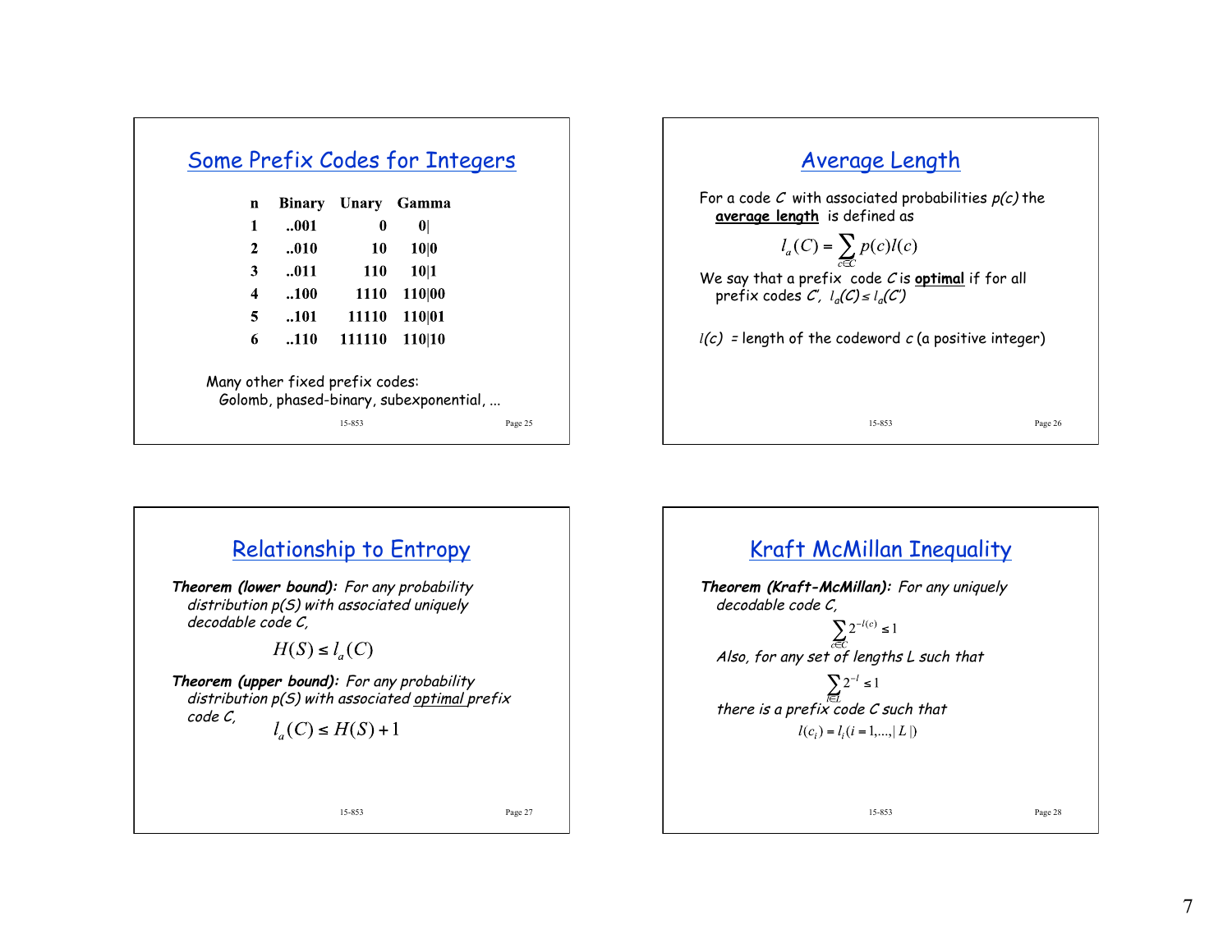## Some Prefix Codes for Integers

| n | Binary | Unary | Gamma |
|---|---|---|---|
| 1 | ..001 | 0 | 0\| |
| 2 | ..010 | 10 | 10\|0 |
| 3 | ..011 | 110 | 10\|1 |
| 4 | ..100 | 1110 | 110\|00 |
| 5 | ..101 | 11110 | 110\|01 |
| 6 | ..110 | 111110 | 110\|10 |

Many other fixed prefix codes:
Golomb, phased-binary, subexponential, ...

## Average Length

For a code $C$ with associated probabilities $p(c)$ the **average length** is defined as

$$l_a(C) = \sum_{c \in C} p(c) l(c)$$

We say that a prefix code $C$ is **optimal** if for all prefix codes $C'$, $l_a(C) \leq l_a(C')$

$l(c)$ = length of the codeword $c$ (a positive integer)

## Relationship to Entropy

***Theorem (lower bound):*** *For any probability distribution p(S) with associated uniquely decodable code C,*

$$H(S) \leq l_a(C)$$

***Theorem (upper bound):*** *For any probability distribution p(S) with associated optimal prefix code C,*

$$l_a(C) \leq H(S) + 1$$

## Kraft McMillan Inequality

***Theorem (Kraft-McMillan):*** *For any uniquely decodable code C,*

$$\sum_{c \in C} 2^{-l(c)} \leq 1$$

*Also, for any set of lengths L such that*

$$\sum_{l \in L} 2^{-l} \leq 1$$

*there is a prefix code C such that*

$$l(c_i) = l_i \, (i = 1, \ldots, |L|)$$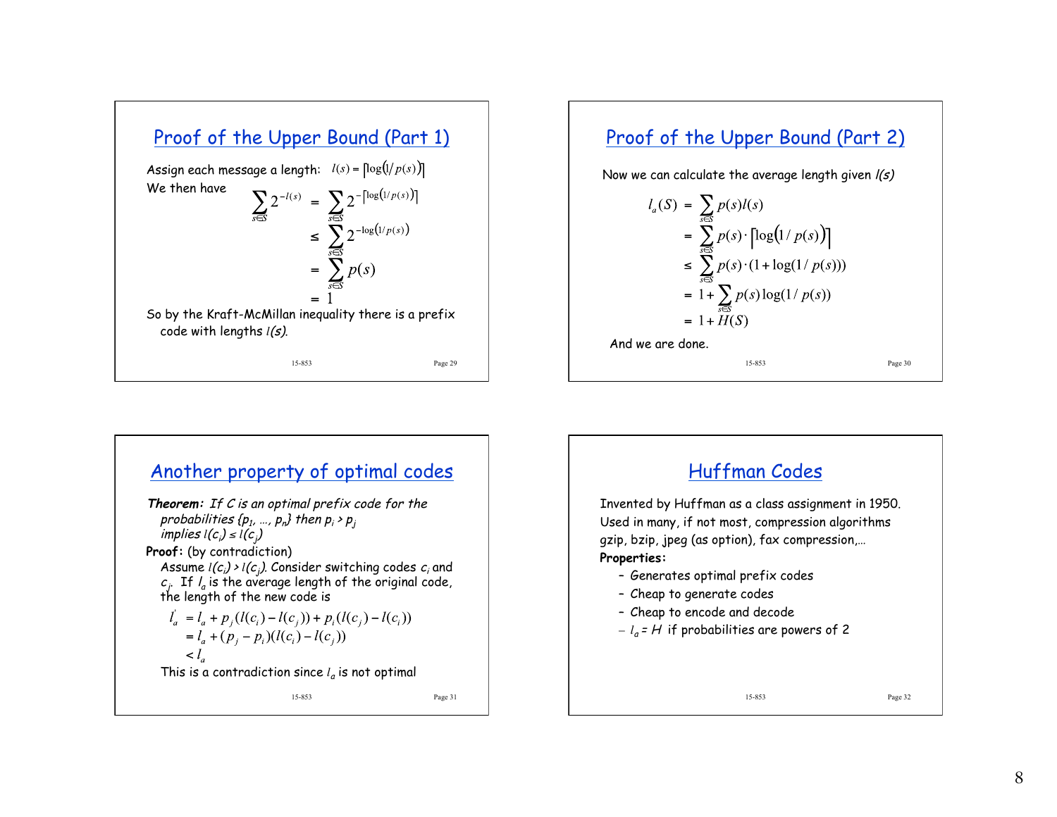## Proof of the Upper Bound (Part 1)

Assign each message a length: $l(s) = \lceil \log(1/p(s)) \rceil$

We then have

$$
\begin{aligned}
\sum_{s \in S} 2^{-l(s)} &= \sum_{s \in S} 2^{-\lceil \log(1/p(s)) \rceil} \\
&\le \sum_{s \in S} 2^{-\log(1/p(s))} \\
&= \sum_{s \in S} p(s) \\
&= 1
\end{aligned}
$$

So by the Kraft-McMillan inequality there is a prefix code with lengths $l(s)$.

## Proof of the Upper Bound (Part 2)

Now we can calculate the average length given $l(s)$

$$
\begin{aligned}
l_a(S) &= \sum_{s \in S} p(s) l(s) \\
&= \sum_{s \in S} p(s) \cdot \lceil \log(1/p(s)) \rceil \\
&\le \sum_{s \in S} p(s) \cdot (1 + \log(1/p(s))) \\
&= 1 + \sum_{s \in S} p(s) \log(1/p(s)) \\
&= 1 + H(S)
\end{aligned}
$$

And we are done.

## Another property of optimal codes

***Theorem:*** *If C is an optimal prefix code for the probabilities $\{p_1, \ldots, p_n\}$ then $p_i > p_j$ implies $l(c_i) \le l(c_j)$*

**Proof:** (by contradiction)

Assume $l(c_i) > l(c_j)$. Consider switching codes $c_i$ and $c_j$. If $l_a$ is the average length of the original code, the length of the new code is

$$
\begin{aligned}
l'_a &= l_a + p_j(l(c_i) - l(c_j)) + p_i(l(c_j) - l(c_i)) \\
&= l_a + (p_j - p_i)(l(c_i) - l(c_j)) \\
&< l_a
\end{aligned}
$$

This is a contradiction since $l_a$ is not optimal

## Huffman Codes

Invented by Huffman as a class assignment in 1950.

Used in many, if not most, compression algorithms

gzip, bzip, jpeg (as option), fax compression,…

**Properties:**

- Generates optimal prefix codes
- Cheap to generate codes
- Cheap to encode and decode
- $l_a = H$ if probabilities are powers of 2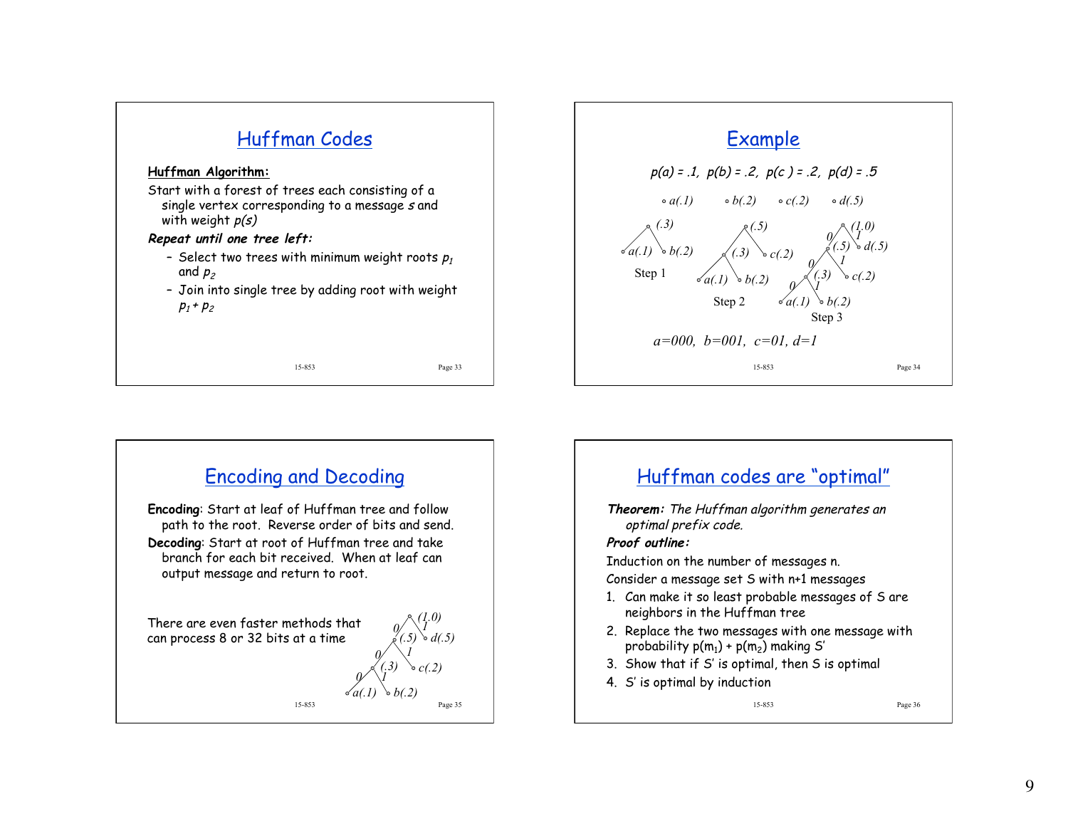## Huffman Codes

**Huffman Algorithm:**

Start with a forest of trees each consisting of a single vertex corresponding to a message *s* and with weight *p(s)*

***Repeat until one tree left:***

- Select two trees with minimum weight roots $p_1$ and $p_2$
- Join into single tree by adding root with weight $p_1 + p_2$

## Example

$p(a) = .1,\ p(b) = .2,\ p(c) = .2,\ p(d) = .5$

a(.1) b(.2) c(.2) d(.5)

Step 1: (.3) with children a(.1), b(.2)

Step 2: (.5) with children (.3) [a(.1), b(.2)] and c(.2)

Step 3: (1.0) with children (.5) [0] and d(.5) [1]; (.5) with children (.3) [0] and c(.2) [1]; (.3) with children a(.1) [0] and b(.2) [1]

$a=000,\ b=001,\ c=01,\ d=1$

## Encoding and Decoding

**Encoding**: Start at leaf of Huffman tree and follow path to the root. Reverse order of bits and send.

**Decoding**: Start at root of Huffman tree and take branch for each bit received. When at leaf can output message and return to root.

There are even faster methods that can process 8 or 32 bits at a time

## Huffman codes are "optimal"

***Theorem:*** *The Huffman algorithm generates an optimal prefix code.*

***Proof outline:***

Induction on the number of messages n.

Consider a message set S with n+1 messages

1. Can make it so least probable messages of S are neighbors in the Huffman tree
2. Replace the two messages with one message with probability $p(m_1) + p(m_2)$ making S'
3. Show that if S' is optimal, then S is optimal
4. S' is optimal by induction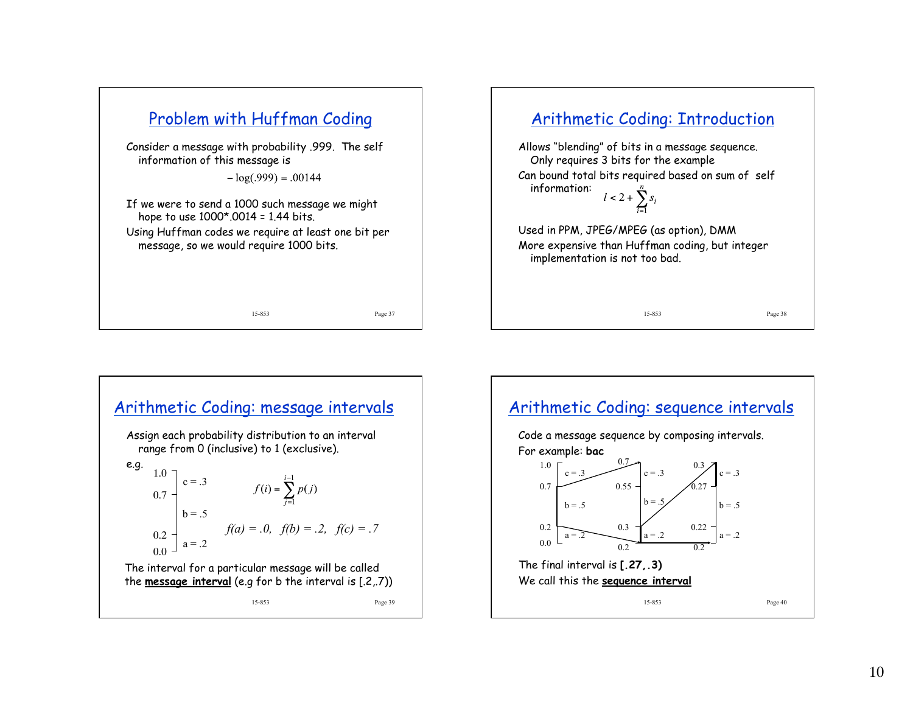## Problem with Huffman Coding

Consider a message with probability .999. The self information of this message is

$$-\log(.999) = .00144$$

If we were to send a 1000 such message we might hope to use 1000*.0014 = 1.44 bits.

Using Huffman codes we require at least one bit per message, so we would require 1000 bits.

## Arithmetic Coding: Introduction

Allows "blending" of bits in a message sequence. Only requires 3 bits for the example

Can bound total bits required based on sum of self information:

$$l < 2 + \sum_{i=1}^{n} s_i$$

Used in PPM, JPEG/MPEG (as option), DMM

More expensive than Huffman coding, but integer implementation is not too bad.

## Arithmetic Coding: message intervals

Assign each probability distribution to an interval range from 0 (inclusive) to 1 (exclusive).

e.g.

| Interval | Message |
|---|---|
| 0.7 – 1.0 | c = .3 |
| 0.2 – 0.7 | b = .5 |
| 0.0 – 0.2 | a = .2 |

$$f(i) = \sum_{j=1}^{i-1} p(j)$$

$f(a) = .0, \quad f(b) = .2, \quad f(c) = .7$

The interval for a particular message will be called the **message interval** (e.g for b the interval is [.2,.7))

## Arithmetic Coding: sequence intervals

Code a message sequence by composing intervals.

For example: **bac**

| Step | a = .2 | b = .5 | c = .3 |
|---|---|---|---|
| 1 (range 0.0–1.0) | [0.0, 0.2) | [0.2, 0.7) | [0.7, 1.0) |
| 2: b (range 0.2–0.7) | [0.2, 0.3) | [0.3, 0.55) | [0.55, 0.7) |
| 3: a (range 0.2–0.3) | [0.2, 0.22) | [0.22, 0.27) | [0.27, 0.3) |

The final interval is **[.27,.3)**

We call this the **sequence interval**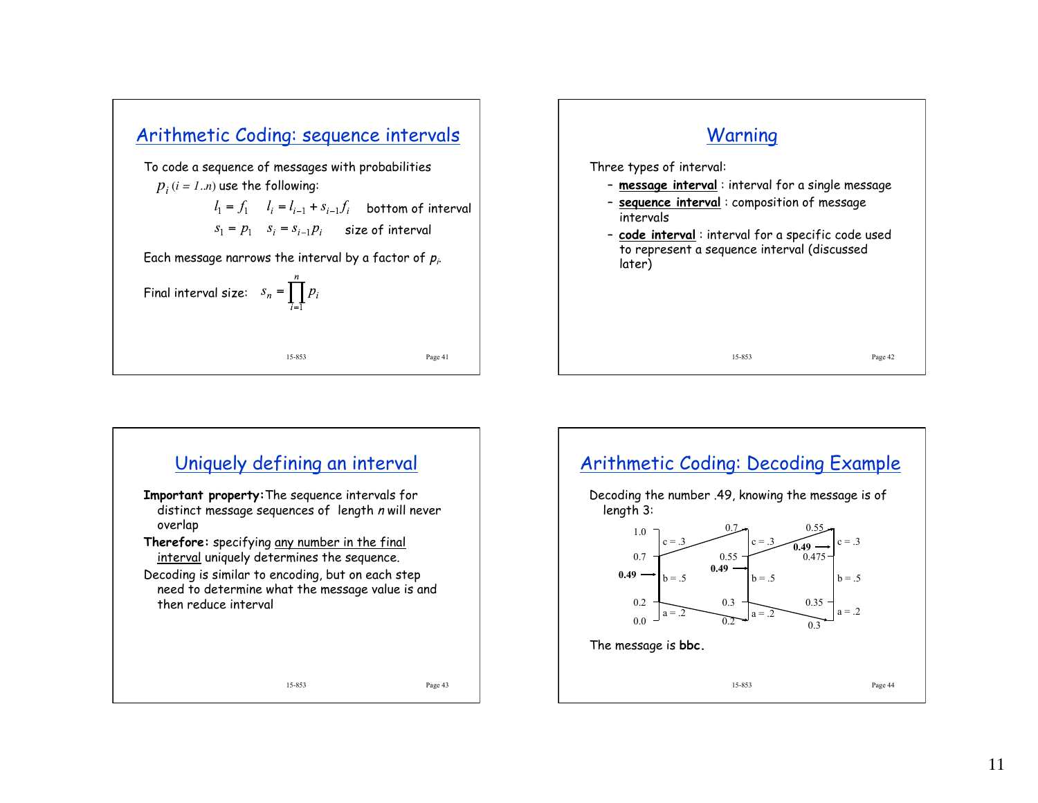## Arithmetic Coding: sequence intervals

To code a sequence of messages with probabilities $p_i$ $(i = 1..n)$ use the following:

$$l_1 = f_1 \qquad l_i = l_{i-1} + s_{i-1} f_i \qquad \text{bottom of interval}$$

$$s_1 = p_1 \qquad s_i = s_{i-1} p_i \qquad \text{size of interval}$$

Each message narrows the interval by a factor of $p_i$.

Final interval size: $s_n = \prod_{i=1}^{n} p_i$

## Warning

Three types of interval:

- **message interval** : interval for a single message
- **sequence interval** : composition of message intervals
- **code interval** : interval for a specific code used to represent a sequence interval (discussed later)

## Uniquely defining an interval

**Important property:** The sequence intervals for distinct message sequences of length *n* will never overlap

**Therefore:** specifying any number in the final interval uniquely determines the sequence.

Decoding is similar to encoding, but on each step need to determine what the message value is and then reduce interval

## Arithmetic Coding: Decoding Example

Decoding the number .49, knowing the message is of length 3:

| Step 1 | | Step 2 | | Step 3 | |
|---|---|---|---|---|---|
| 1.0 – 0.7 | c = .3 | 0.7 – 0.55 | c = .3 | 0.55 – 0.475 | c = .3 |
| 0.7 – 0.2 | b = .5 (0.49) | 0.55 – 0.3 | b = .5 (0.49) | 0.475 – 0.35 | b = .5 |
| 0.2 – 0.0 | a = .2 | 0.3 – 0.2 | a = .2 | 0.35 – 0.3 | a = .2 |

In step 3, 0.49 falls in the c interval (0.475 – 0.55).

The message is **bbc.**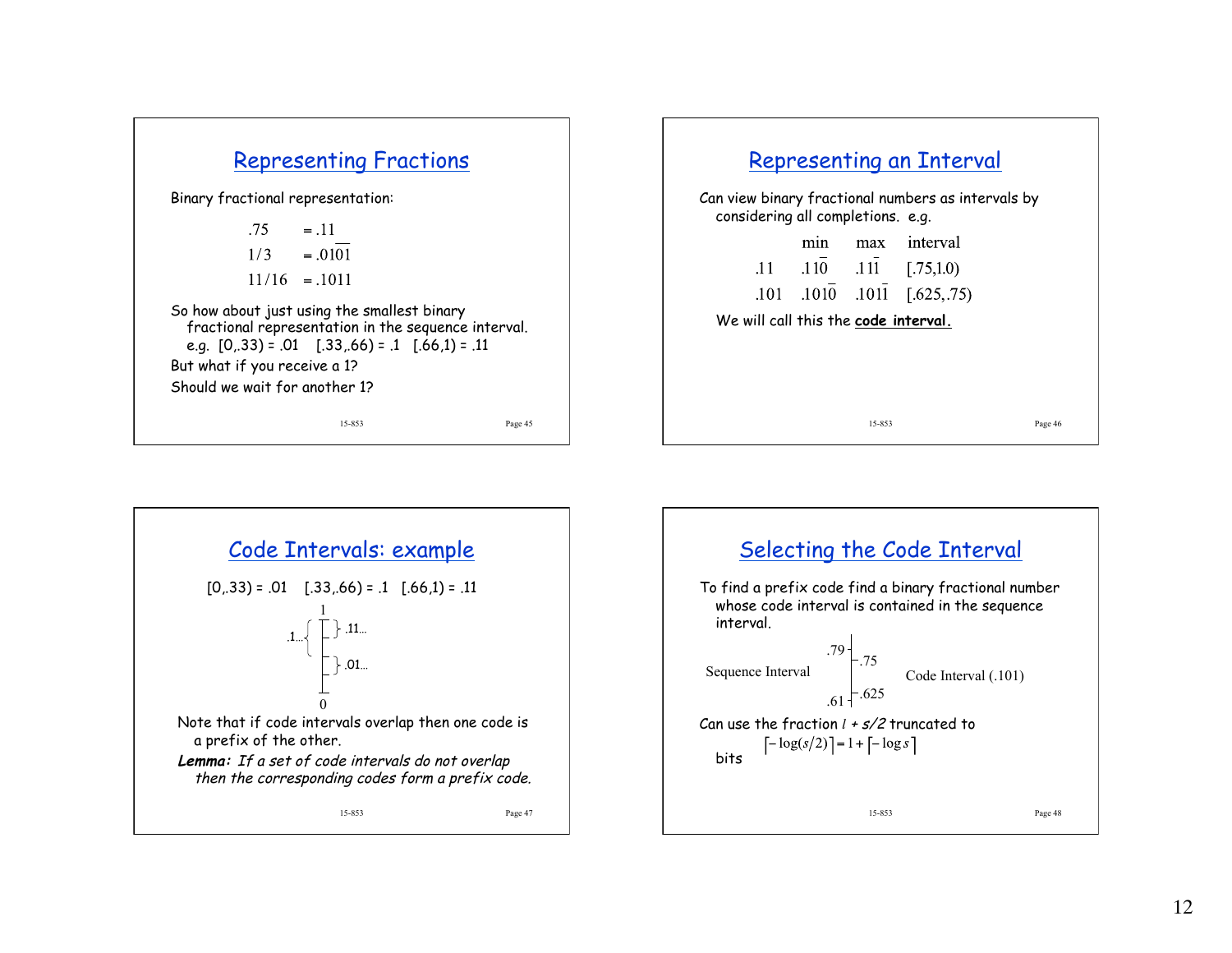## Representing Fractions

Binary fractional representation:

$$.75 \quad = .11$$
$$1/3 \quad = .\overline{01}01$$
$$11/16 \quad = .1011$$

So how about just using the smallest binary fractional representation in the sequence interval.
e.g. [0,.33) = .01 [.33,.66) = .1 [.66,1) = .11

But what if you receive a 1?

Should we wait for another 1?

## Representing an Interval

Can view binary fractional numbers as intervals by considering all completions. e.g.

| | min | max | interval |
|---|---|---|---|
| .11 | $.11\overline{0}$ | $.11\overline{1}$ | [.75,1.0) |
| .101 | $.101\overline{0}$ | $.101\overline{1}$ | [.625,.75) |

We will call this the **code interval.**

## Code Intervals: example

[0,.33) = .01 [.33,.66) = .1 [.66,1) = .11

Diagram: interval from 0 to 1, with .1… spanning the upper portion, .11… the top part, and .01… a lower part.

Note that if code intervals overlap then one code is a prefix of the other.

***Lemma:*** *If a set of code intervals do not overlap then the corresponding codes form a prefix code.*

## Selecting the Code Interval

To find a prefix code find a binary fractional number whose code interval is contained in the sequence interval.

Sequence Interval: .61 to .79 — Code Interval (.101): .625 to .75

Can use the fraction $l + s/2$ truncated to

$$\lceil -\log(s/2) \rceil = 1 + \lceil -\log s \rceil$$

bits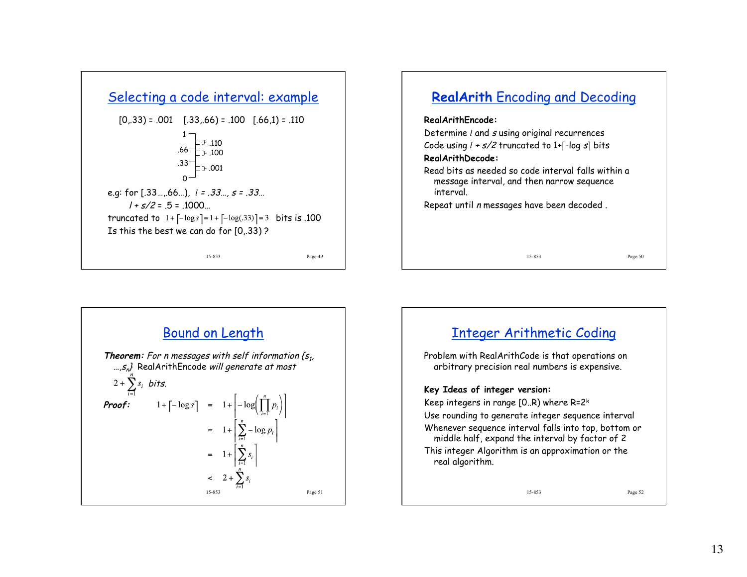## Selecting a code interval: example

[0,.33) = .001   [.33,.66) = .100   [.66,1) = .110

1 — .110
.66 — .100
.33 — .001
0

e.g: for [.33…,.66…), $l$ = .33…, $s$ = .33…

$l + s/2$ = .5 = .1000…

truncated to $1 + \lceil -\log s \rceil = 1 + \lceil -\log(.33) \rceil = 3$ bits is .100

Is this the best we can do for [0,.33) ?

## RealArith Encoding and Decoding

**RealArithEncode:**

Determine $l$ and $s$ using original recurrences

Code using $l + s/2$ truncated to $1+\lceil -\log s \rceil$ bits

**RealArithDecode:**

Read bits as needed so code interval falls within a message interval, and then narrow sequence interval.

Repeat until $n$ messages have been decoded .

## Bound on Length

***Theorem:*** *For n messages with self information $\{s_1, \ldots, s_n\}$* RealArithEncode *will generate at most*

$$2 + \sum_{i=1}^{n} s_i \text{ bits.}$$

***Proof:***

$$
\begin{aligned}
1 + \lceil -\log s \rceil &= 1 + \left\lceil -\log\left(\prod_{i=1}^{n} p_i\right)\right\rceil \\
&= 1 + \left\lceil \sum_{i=1}^{n} -\log p_i \right\rceil \\
&= 1 + \left\lceil \sum_{i=1}^{n} s_i \right\rceil \\
&< 2 + \sum_{i=1}^{n} s_i
\end{aligned}
$$

## Integer Arithmetic Coding

Problem with RealArithCode is that operations on arbitrary precision real numbers is expensive.

**Key Ideas of integer version:**

Keep integers in range [0..R) where $R=2^k$

Use rounding to generate integer sequence interval

Whenever sequence interval falls into top, bottom or middle half, expand the interval by factor of 2

This integer Algorithm is an approximation or the real algorithm.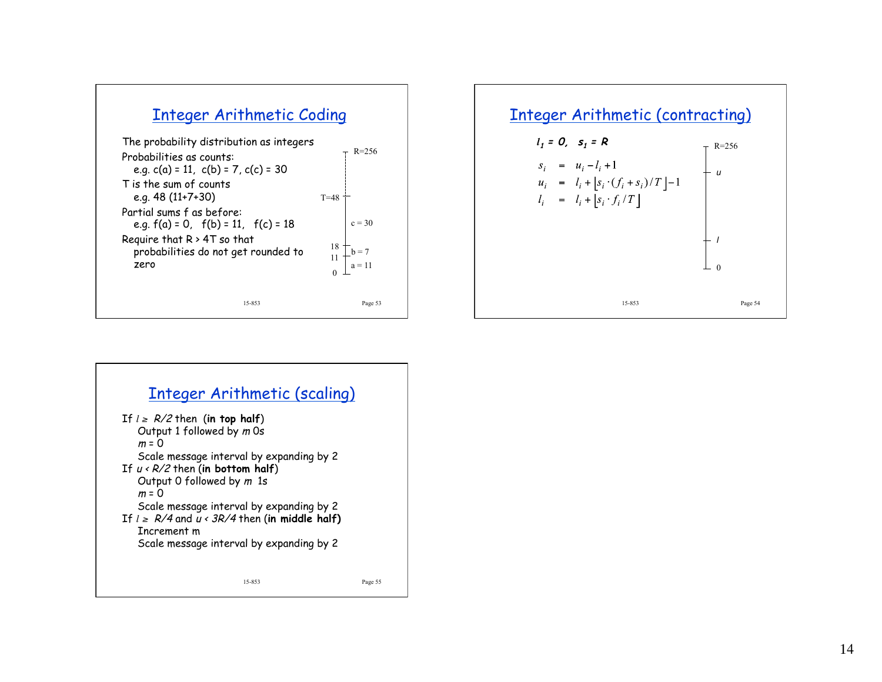## Integer Arithmetic Coding

The probability distribution as integers

Probabilities as counts:
- e.g. c(a) = 11, c(b) = 7, c(c) = 30

T is the sum of counts
- e.g. 48 (11+7+30)

Partial sums f as before:
- e.g. f(a) = 0, f(b) = 11, f(c) = 18

Require that R > 4T so that probabilities do not get rounded to zero

R=256
T=48
c = 30
18
11
b = 7
a = 11
0

## Integer Arithmetic (contracting)

$l_1 = 0, \quad s_1 = R$

$$s_i = u_i - l_i + 1$$
$$u_i = l_i + \lfloor s_i \cdot (f_i + s_i)/T \rfloor - 1$$
$$l_i = l_i + \lfloor s_i \cdot f_i / T \rfloor$$

R=256
u
l
0

## Integer Arithmetic (scaling)

If $l \geq R/2$ then (**in top half**)
- Output 1 followed by $m$ 0s
- $m = 0$
- Scale message interval by expanding by 2

If $u < R/2$ then (**in bottom half**)
- Output 0 followed by $m$ 1s
- $m = 0$
- Scale message interval by expanding by 2

If $l \geq R/4$ and $u < 3R/4$ then (**in middle half**)
- Increment m
- Scale message interval by expanding by 2